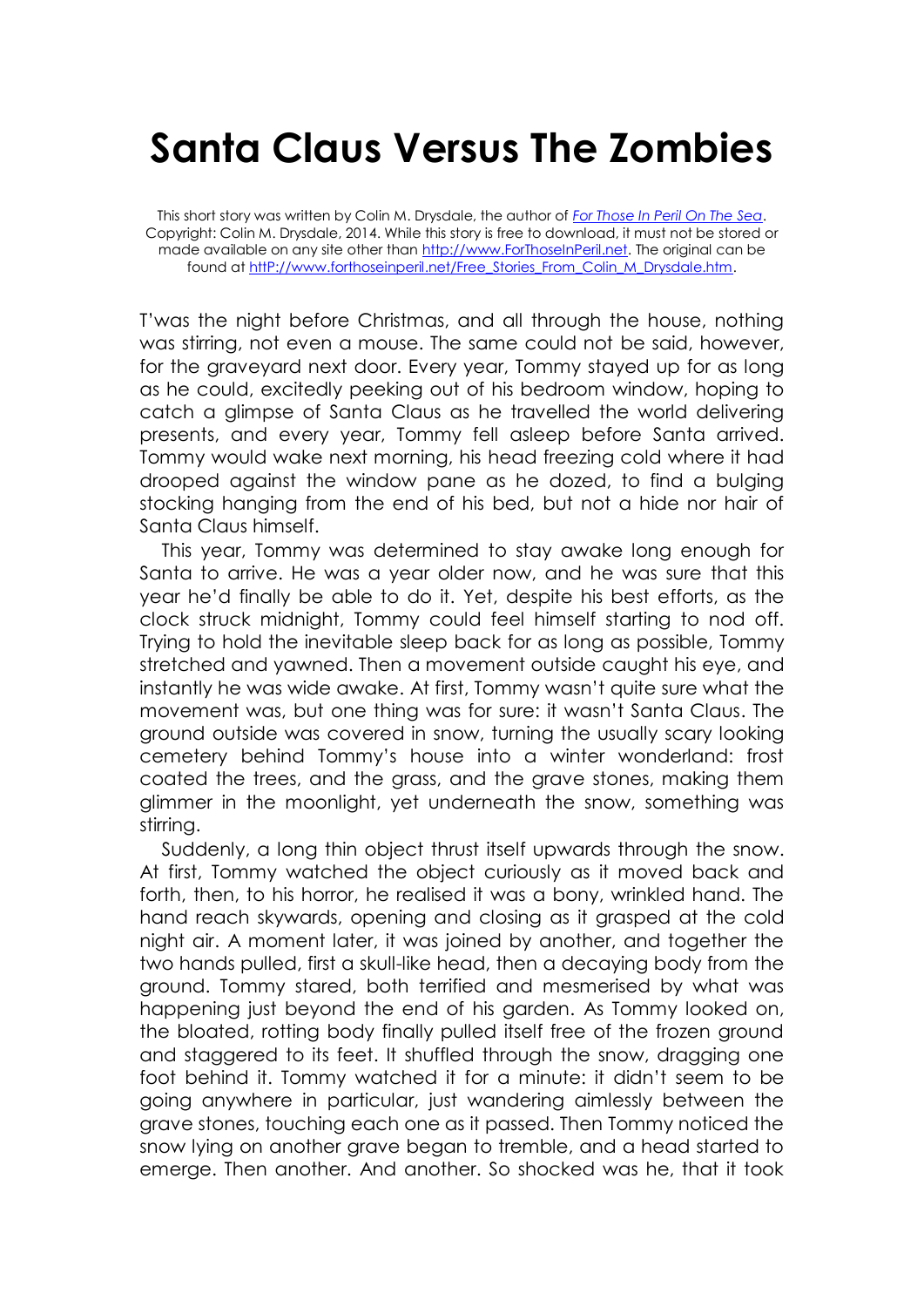# Santa Claus Versus The Zombies

This short story was written by Colin M. Drysdale, the author of [*For Those In Peril On The Sea*](http://www.ForThoseInPeril.net). Copyright: Colin M. Drysdale, 2014. While this story is free to download, it must not be stored or made available on any site other than [http://www.ForThoseInPeril.net](http://www.ForThoseInPeril.net). The original can be found at [httP://www.forthoseinperil.net/Free_Stories_From_Colin_M_Drysdale.htm](httP://www.forthoseinperil.net/Free_Stories_From_Colin_M_Drysdale.htm).

T'was the night before Christmas, and all through the house, nothing was stirring, not even a mouse. The same could not be said, however, for the graveyard next door. Every year, Tommy stayed up for as long as he could, excitedly peeking out of his bedroom window, hoping to catch a glimpse of Santa Claus as he travelled the world delivering presents, and every year, Tommy fell asleep before Santa arrived. Tommy would wake next morning, his head freezing cold where it had drooped against the window pane as he dozed, to find a bulging stocking hanging from the end of his bed, but not a hide nor hair of Santa Claus himself.

This year, Tommy was determined to stay awake long enough for Santa to arrive. He was a year older now, and he was sure that this year he'd finally be able to do it. Yet, despite his best efforts, as the clock struck midnight, Tommy could feel himself starting to nod off. Trying to hold the inevitable sleep back for as long as possible, Tommy stretched and yawned. Then a movement outside caught his eye, and instantly he was wide awake. At first, Tommy wasn't quite sure what the movement was, but one thing was for sure: it wasn't Santa Claus. The ground outside was covered in snow, turning the usually scary looking cemetery behind Tommy's house into a winter wonderland: frost coated the trees, and the grass, and the grave stones, making them glimmer in the moonlight, yet underneath the snow, something was stirring.

Suddenly, a long thin object thrust itself upwards through the snow. At first, Tommy watched the object curiously as it moved back and forth, then, to his horror, he realised it was a bony, wrinkled hand. The hand reach skywards, opening and closing as it grasped at the cold night air. A moment later, it was joined by another, and together the two hands pulled, first a skull-like head, then a decaying body from the ground. Tommy stared, both terrified and mesmerised by what was happening just beyond the end of his garden. As Tommy looked on, the bloated, rotting body finally pulled itself free of the frozen ground and staggered to its feet. It shuffled through the snow, dragging one foot behind it. Tommy watched it for a minute: it didn't seem to be going anywhere in particular, just wandering aimlessly between the grave stones, touching each one as it passed. Then Tommy noticed the snow lying on another grave began to tremble, and a head started to emerge. Then another. And another. So shocked was he, that it took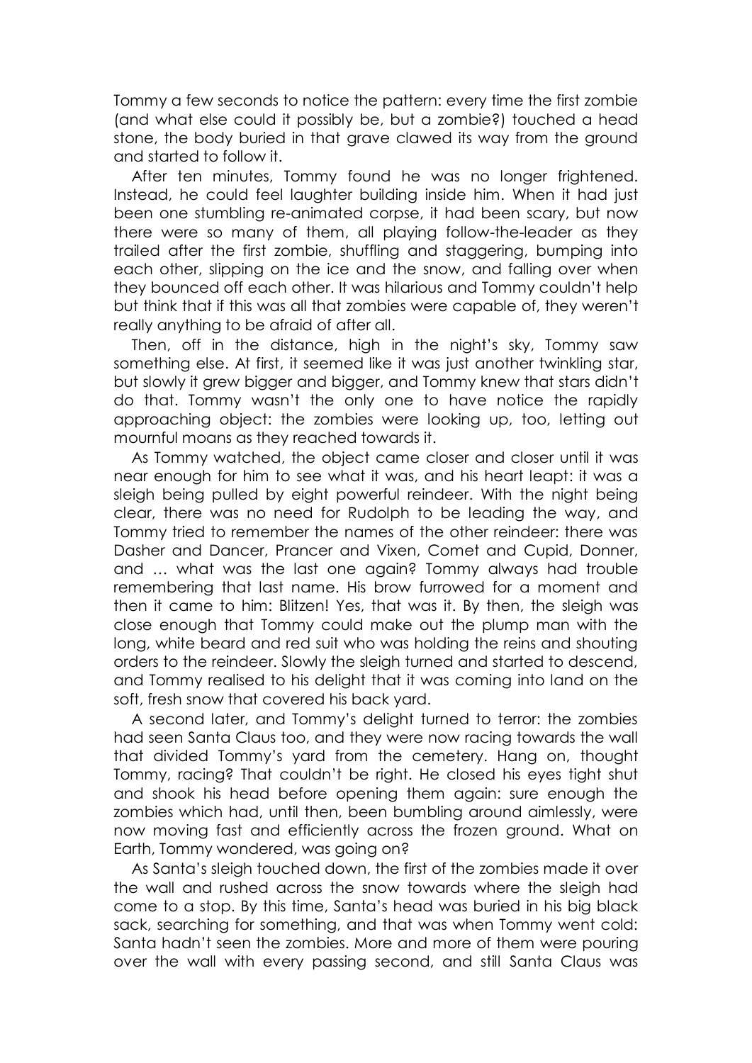Tommy a few seconds to notice the pattern: every time the first zombie (and what else could it possibly be, but a zombie?) touched a head stone, the body buried in that grave clawed its way from the ground and started to follow it.

After ten minutes, Tommy found he was no longer frightened. Instead, he could feel laughter building inside him. When it had just been one stumbling re-animated corpse, it had been scary, but now there were so many of them, all playing follow-the-leader as they trailed after the first zombie, shuffling and staggering, bumping into each other, slipping on the ice and the snow, and falling over when they bounced off each other. It was hilarious and Tommy couldn't help but think that if this was all that zombies were capable of, they weren't really anything to be afraid of after all.

Then, off in the distance, high in the night's sky, Tommy saw something else. At first, it seemed like it was just another twinkling star, but slowly it grew bigger and bigger, and Tommy knew that stars didn't do that. Tommy wasn't the only one to have notice the rapidly approaching object: the zombies were looking up, too, letting out mournful moans as they reached towards it.

As Tommy watched, the object came closer and closer until it was near enough for him to see what it was, and his heart leapt: it was a sleigh being pulled by eight powerful reindeer. With the night being clear, there was no need for Rudolph to be leading the way, and Tommy tried to remember the names of the other reindeer: there was Dasher and Dancer, Prancer and Vixen, Comet and Cupid, Donner, and … what was the last one again? Tommy always had trouble remembering that last name. His brow furrowed for a moment and then it came to him: Blitzen! Yes, that was it. By then, the sleigh was close enough that Tommy could make out the plump man with the long, white beard and red suit who was holding the reins and shouting orders to the reindeer. Slowly the sleigh turned and started to descend, and Tommy realised to his delight that it was coming into land on the soft, fresh snow that covered his back yard.

A second later, and Tommy's delight turned to terror: the zombies had seen Santa Claus too, and they were now racing towards the wall that divided Tommy's yard from the cemetery. Hang on, thought Tommy, racing? That couldn't be right. He closed his eyes tight shut and shook his head before opening them again: sure enough the zombies which had, until then, been bumbling around aimlessly, were now moving fast and efficiently across the frozen ground. What on Earth, Tommy wondered, was going on?

As Santa's sleigh touched down, the first of the zombies made it over the wall and rushed across the snow towards where the sleigh had come to a stop. By this time, Santa's head was buried in his big black sack, searching for something, and that was when Tommy went cold: Santa hadn't seen the zombies. More and more of them were pouring over the wall with every passing second, and still Santa Claus was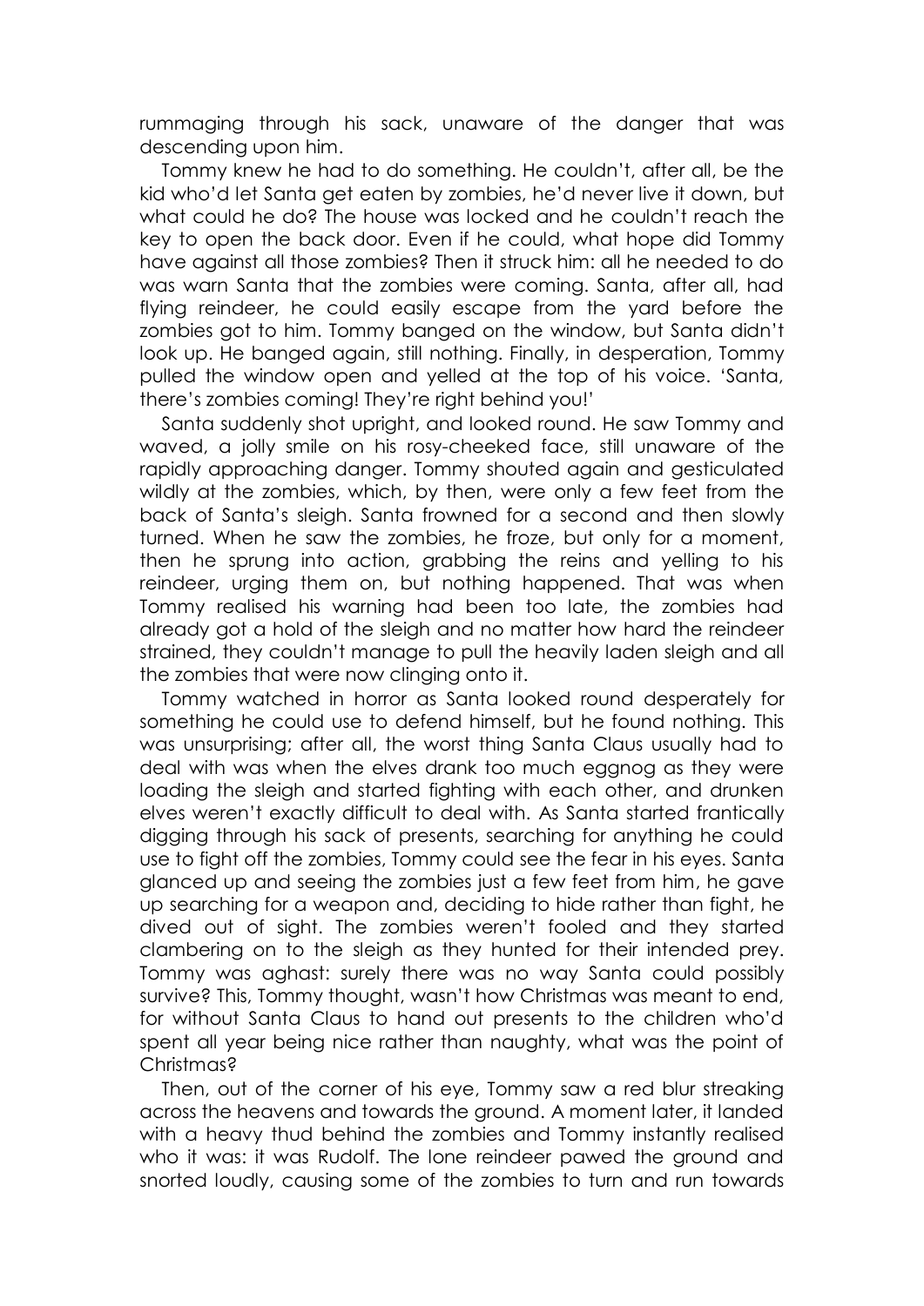rummaging through his sack, unaware of the danger that was descending upon him.

Tommy knew he had to do something. He couldn't, after all, be the kid who'd let Santa get eaten by zombies, he'd never live it down, but what could he do? The house was locked and he couldn't reach the key to open the back door. Even if he could, what hope did Tommy have against all those zombies? Then it struck him: all he needed to do was warn Santa that the zombies were coming. Santa, after all, had flying reindeer, he could easily escape from the yard before the zombies got to him. Tommy banged on the window, but Santa didn't look up. He banged again, still nothing. Finally, in desperation, Tommy pulled the window open and yelled at the top of his voice. 'Santa, there's zombies coming! They're right behind you!'

Santa suddenly shot upright, and looked round. He saw Tommy and waved, a jolly smile on his rosy-cheeked face, still unaware of the rapidly approaching danger. Tommy shouted again and gesticulated wildly at the zombies, which, by then, were only a few feet from the back of Santa's sleigh. Santa frowned for a second and then slowly turned. When he saw the zombies, he froze, but only for a moment, then he sprung into action, grabbing the reins and yelling to his reindeer, urging them on, but nothing happened. That was when Tommy realised his warning had been too late, the zombies had already got a hold of the sleigh and no matter how hard the reindeer strained, they couldn't manage to pull the heavily laden sleigh and all the zombies that were now clinging onto it.

Tommy watched in horror as Santa looked round desperately for something he could use to defend himself, but he found nothing. This was unsurprising; after all, the worst thing Santa Claus usually had to deal with was when the elves drank too much eggnog as they were loading the sleigh and started fighting with each other, and drunken elves weren't exactly difficult to deal with. As Santa started frantically digging through his sack of presents, searching for anything he could use to fight off the zombies, Tommy could see the fear in his eyes. Santa glanced up and seeing the zombies just a few feet from him, he gave up searching for a weapon and, deciding to hide rather than fight, he dived out of sight. The zombies weren't fooled and they started clambering on to the sleigh as they hunted for their intended prey. Tommy was aghast: surely there was no way Santa could possibly survive? This, Tommy thought, wasn't how Christmas was meant to end, for without Santa Claus to hand out presents to the children who'd spent all year being nice rather than naughty, what was the point of Christmas?

Then, out of the corner of his eye, Tommy saw a red blur streaking across the heavens and towards the ground. A moment later, it landed with a heavy thud behind the zombies and Tommy instantly realised who it was: it was Rudolf. The lone reindeer pawed the ground and snorted loudly, causing some of the zombies to turn and run towards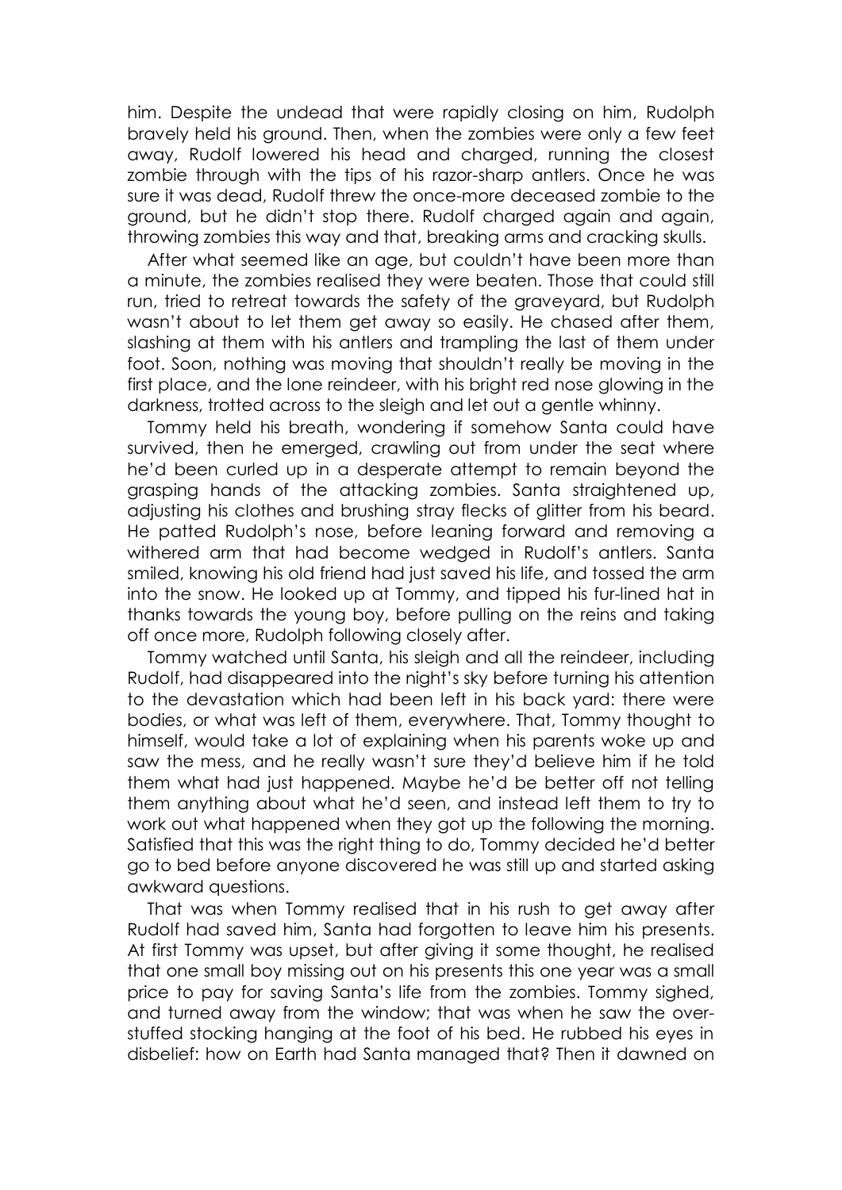him. Despite the undead that were rapidly closing on him, Rudolph bravely held his ground. Then, when the zombies were only a few feet away, Rudolf lowered his head and charged, running the closest zombie through with the tips of his razor-sharp antlers. Once he was sure it was dead, Rudolf threw the once-more deceased zombie to the ground, but he didn't stop there. Rudolf charged again and again, throwing zombies this way and that, breaking arms and cracking skulls.

After what seemed like an age, but couldn't have been more than a minute, the zombies realised they were beaten. Those that could still run, tried to retreat towards the safety of the graveyard, but Rudolph wasn't about to let them get away so easily. He chased after them, slashing at them with his antlers and trampling the last of them under foot. Soon, nothing was moving that shouldn't really be moving in the first place, and the lone reindeer, with his bright red nose glowing in the darkness, trotted across to the sleigh and let out a gentle whinny.

Tommy held his breath, wondering if somehow Santa could have survived, then he emerged, crawling out from under the seat where he'd been curled up in a desperate attempt to remain beyond the grasping hands of the attacking zombies. Santa straightened up, adjusting his clothes and brushing stray flecks of glitter from his beard. He patted Rudolph's nose, before leaning forward and removing a withered arm that had become wedged in Rudolf's antlers. Santa smiled, knowing his old friend had just saved his life, and tossed the arm into the snow. He looked up at Tommy, and tipped his fur-lined hat in thanks towards the young boy, before pulling on the reins and taking off once more, Rudolph following closely after.

Tommy watched until Santa, his sleigh and all the reindeer, including Rudolf, had disappeared into the night's sky before turning his attention to the devastation which had been left in his back yard: there were bodies, or what was left of them, everywhere. That, Tommy thought to himself, would take a lot of explaining when his parents woke up and saw the mess, and he really wasn't sure they'd believe him if he told them what had just happened. Maybe he'd be better off not telling them anything about what he'd seen, and instead left them to try to work out what happened when they got up the following the morning. Satisfied that this was the right thing to do, Tommy decided he'd better go to bed before anyone discovered he was still up and started asking awkward questions.

That was when Tommy realised that in his rush to get away after Rudolf had saved him, Santa had forgotten to leave him his presents. At first Tommy was upset, but after giving it some thought, he realised that one small boy missing out on his presents this one year was a small price to pay for saving Santa's life from the zombies. Tommy sighed, and turned away from the window; that was when he saw the over-stuffed stocking hanging at the foot of his bed. He rubbed his eyes in disbelief: how on Earth had Santa managed that? Then it dawned on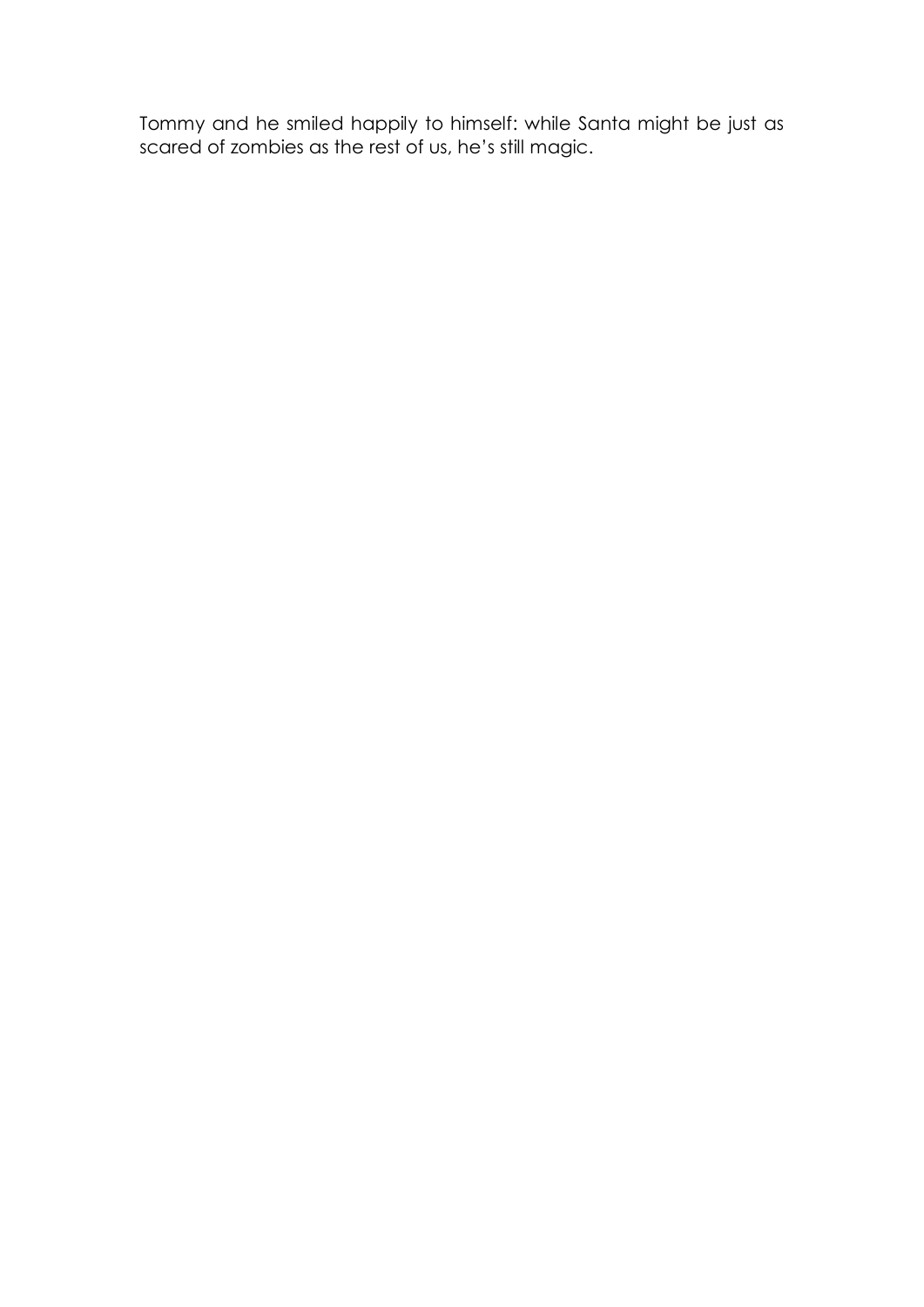Tommy and he smiled happily to himself: while Santa might be just as scared of zombies as the rest of us, he's still magic.